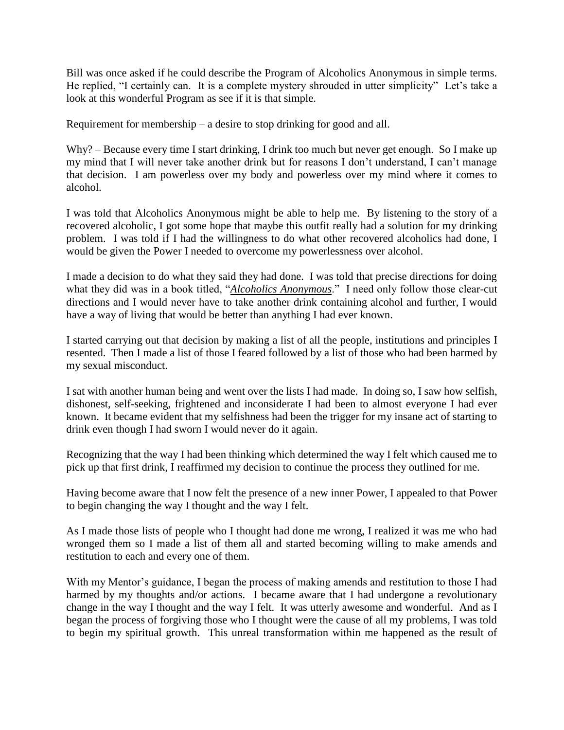Bill was once asked if he could describe the Program of Alcoholics Anonymous in simple terms. He replied, "I certainly can. It is a complete mystery shrouded in utter simplicity" Let's take a look at this wonderful Program as see if it is that simple.

Requirement for membership – a desire to stop drinking for good and all.

Why? – Because every time I start drinking, I drink too much but never get enough. So I make up my mind that I will never take another drink but for reasons I don't understand, I can't manage that decision. I am powerless over my body and powerless over my mind where it comes to alcohol.

I was told that Alcoholics Anonymous might be able to help me. By listening to the story of a recovered alcoholic, I got some hope that maybe this outfit really had a solution for my drinking problem. I was told if I had the willingness to do what other recovered alcoholics had done, I would be given the Power I needed to overcome my powerlessness over alcohol.

I made a decision to do what they said they had done. I was told that precise directions for doing what they did was in a book titled, "*Alcoholics Anonymous*." I need only follow those clear-cut directions and I would never have to take another drink containing alcohol and further, I would have a way of living that would be better than anything I had ever known.

I started carrying out that decision by making a list of all the people, institutions and principles I resented. Then I made a list of those I feared followed by a list of those who had been harmed by my sexual misconduct.

I sat with another human being and went over the lists I had made. In doing so, I saw how selfish, dishonest, self-seeking, frightened and inconsiderate I had been to almost everyone I had ever known. It became evident that my selfishness had been the trigger for my insane act of starting to drink even though I had sworn I would never do it again.

Recognizing that the way I had been thinking which determined the way I felt which caused me to pick up that first drink, I reaffirmed my decision to continue the process they outlined for me.

Having become aware that I now felt the presence of a new inner Power, I appealed to that Power to begin changing the way I thought and the way I felt.

As I made those lists of people who I thought had done me wrong, I realized it was me who had wronged them so I made a list of them all and started becoming willing to make amends and restitution to each and every one of them.

With my Mentor's guidance, I began the process of making amends and restitution to those I had harmed by my thoughts and/or actions. I became aware that I had undergone a revolutionary change in the way I thought and the way I felt. It was utterly awesome and wonderful. And as I began the process of forgiving those who I thought were the cause of all my problems, I was told to begin my spiritual growth. This unreal transformation within me happened as the result of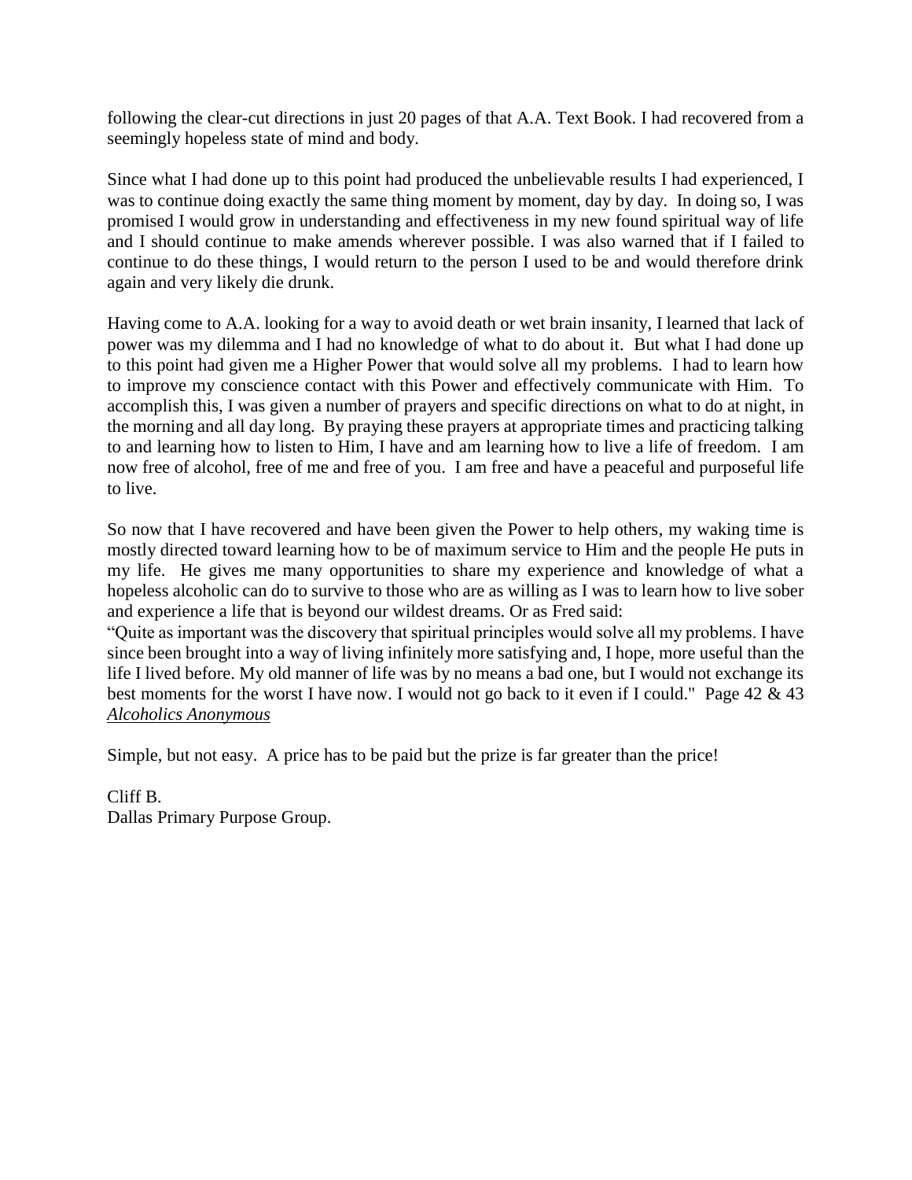following the clear-cut directions in just 20 pages of that A.A. Text Book. I had recovered from a seemingly hopeless state of mind and body.

Since what I had done up to this point had produced the unbelievable results I had experienced, I was to continue doing exactly the same thing moment by moment, day by day. In doing so, I was promised I would grow in understanding and effectiveness in my new found spiritual way of life and I should continue to make amends wherever possible. I was also warned that if I failed to continue to do these things, I would return to the person I used to be and would therefore drink again and very likely die drunk.

Having come to A.A. looking for a way to avoid death or wet brain insanity, I learned that lack of power was my dilemma and I had no knowledge of what to do about it. But what I had done up to this point had given me a Higher Power that would solve all my problems. I had to learn how to improve my conscience contact with this Power and effectively communicate with Him. To accomplish this, I was given a number of prayers and specific directions on what to do at night, in the morning and all day long. By praying these prayers at appropriate times and practicing talking to and learning how to listen to Him, I have and am learning how to live a life of freedom. I am now free of alcohol, free of me and free of you. I am free and have a peaceful and purposeful life to live.

So now that I have recovered and have been given the Power to help others, my waking time is mostly directed toward learning how to be of maximum service to Him and the people He puts in my life. He gives me many opportunities to share my experience and knowledge of what a hopeless alcoholic can do to survive to those who are as willing as I was to learn how to live sober and experience a life that is beyond our wildest dreams. Or as Fred said:

"Quite as important was the discovery that spiritual principles would solve all my problems. I have since been brought into a way of living infinitely more satisfying and, I hope, more useful than the life I lived before. My old manner of life was by no means a bad one, but I would not exchange its best moments for the worst I have now. I would not go back to it even if I could." Page 42 & 43 *Alcoholics Anonymous*

Simple, but not easy. A price has to be paid but the prize is far greater than the price!

Cliff B.
Dallas Primary Purpose Group.